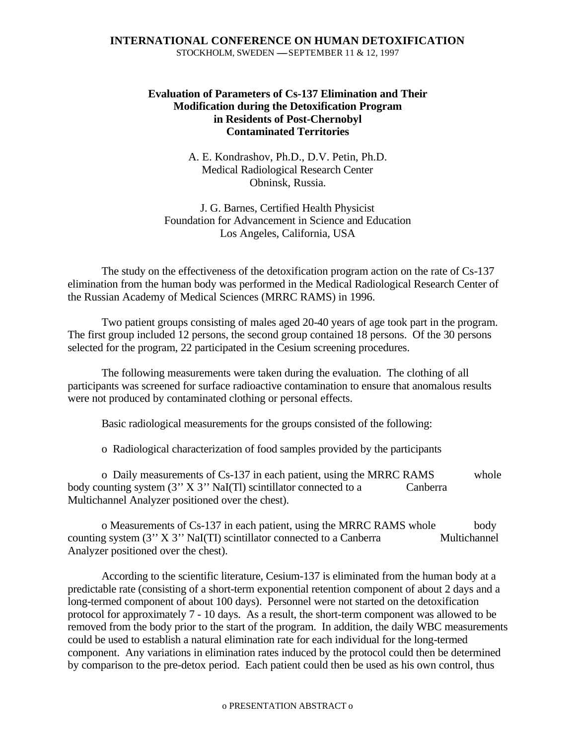**INTERNATIONAL CONFERENCE ON HUMAN DETOXIFICATION**
STOCKHOLM, SWEDEN — SEPTEMBER 11 & 12, 1997

# Evaluation of Parameters of Cs-137 Elimination and Their Modification during the Detoxification Program in Residents of Post-Chernobyl Contaminated Territories

A. E. Kondrashov, Ph.D., D.V. Petin, Ph.D.
Medical Radiological Research Center
Obninsk, Russia.

J. G. Barnes, Certified Health Physicist
Foundation for Advancement in Science and Education
Los Angeles, California, USA

The study on the effectiveness of the detoxification program action on the rate of Cs-137 elimination from the human body was performed in the Medical Radiological Research Center of the Russian Academy of Medical Sciences (MRRC RAMS) in 1996.

Two patient groups consisting of males aged 20-40 years of age took part in the program. The first group included 12 persons, the second group contained 18 persons. Of the 30 persons selected for the program, 22 participated in the Cesium screening procedures.

The following measurements were taken during the evaluation. The clothing of all participants was screened for surface radioactive contamination to ensure that anomalous results were not produced by contaminated clothing or personal effects.

Basic radiological measurements for the groups consisted of the following:

- Radiological characterization of food samples provided by the participants
- Daily measurements of Cs-137 in each patient, using the MRRC RAMS whole body counting system (3'' X 3'' NaI(Tl) scintillator connected to a Canberra Multichannel Analyzer positioned over the chest).
- Measurements of Cs-137 in each patient, using the MRRC RAMS whole body counting system (3'' X 3'' NaI(TI) scintillator connected to a Canberra Multichannel Analyzer positioned over the chest).

According to the scientific literature, Cesium-137 is eliminated from the human body at a predictable rate (consisting of a short-term exponential retention component of about 2 days and a long-termed component of about 100 days). Personnel were not started on the detoxification protocol for approximately 7 - 10 days. As a result, the short-term component was allowed to be removed from the body prior to the start of the program. In addition, the daily WBC measurements could be used to establish a natural elimination rate for each individual for the long-termed component. Any variations in elimination rates induced by the protocol could then be determined by comparison to the pre-detox period. Each patient could then be used as his own control, thus

o PRESENTATION ABSTRACT o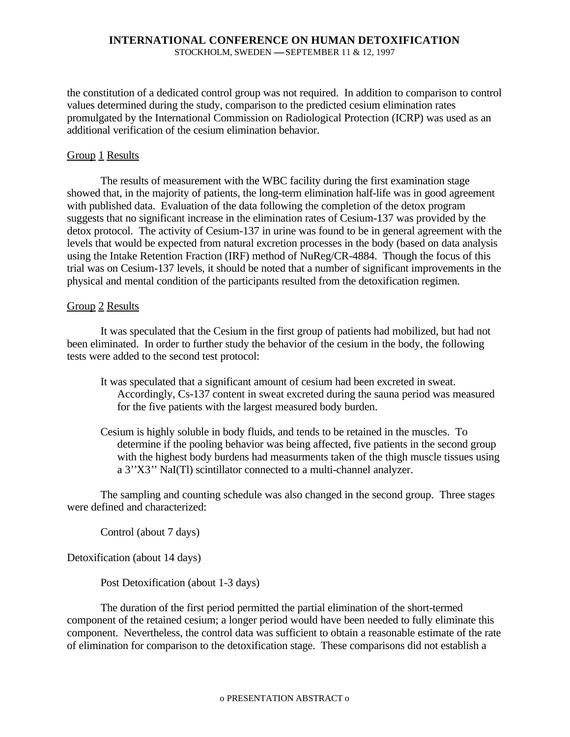the constitution of a dedicated control group was not required. In addition to comparison to control values determined during the study, comparison to the predicted cesium elimination rates promulgated by the International Commission on Radiological Protection (ICRP) was used as an additional verification of the cesium elimination behavior.

Group 1 Results

The results of measurement with the WBC facility during the first examination stage showed that, in the majority of patients, the long-term elimination half-life was in good agreement with published data. Evaluation of the data following the completion of the detox program suggests that no significant increase in the elimination rates of Cesium-137 was provided by the detox protocol. The activity of Cesium-137 in urine was found to be in general agreement with the levels that would be expected from natural excretion processes in the body (based on data analysis using the Intake Retention Fraction (IRF) method of NuReg/CR-4884. Though the focus of this trial was on Cesium-137 levels, it should be noted that a number of significant improvements in the physical and mental condition of the participants resulted from the detoxification regimen.

Group 2 Results

It was speculated that the Cesium in the first group of patients had mobilized, but had not been eliminated. In order to further study the behavior of the cesium in the body, the following tests were added to the second test protocol:

It was speculated that a significant amount of cesium had been excreted in sweat. Accordingly, Cs-137 content in sweat excreted during the sauna period was measured for the five patients with the largest measured body burden.

Cesium is highly soluble in body fluids, and tends to be retained in the muscles. To determine if the pooling behavior was being affected, five patients in the second group with the highest body burdens had measurments taken of the thigh muscle tissues using a 3''X3'' NaI(Tl) scintillator connected to a multi-channel analyzer.

The sampling and counting schedule was also changed in the second group. Three stages were defined and characterized:

Control (about 7 days)

Detoxification (about 14 days)

Post Detoxification (about 1-3 days)

The duration of the first period permitted the partial elimination of the short-termed component of the retained cesium; a longer period would have been needed to fully eliminate this component. Nevertheless, the control data was sufficient to obtain a reasonable estimate of the rate of elimination for comparison to the detoxification stage. These comparisons did not establish a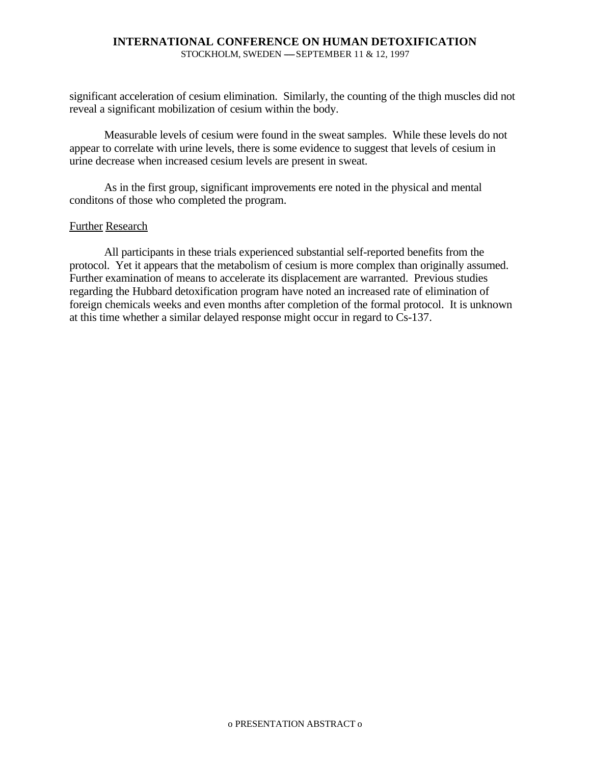significant acceleration of cesium elimination. Similarly, the counting of the thigh muscles did not reveal a significant mobilization of cesium within the body.

Measurable levels of cesium were found in the sweat samples. While these levels do not appear to correlate with urine levels, there is some evidence to suggest that levels of cesium in urine decrease when increased cesium levels are present in sweat.

As in the first group, significant improvements ere noted in the physical and mental conditons of those who completed the program.

## Further Research

All participants in these trials experienced substantial self-reported benefits from the protocol. Yet it appears that the metabolism of cesium is more complex than originally assumed. Further examination of means to accelerate its displacement are warranted. Previous studies regarding the Hubbard detoxification program have noted an increased rate of elimination of foreign chemicals weeks and even months after completion of the formal protocol. It is unknown at this time whether a similar delayed response might occur in regard to Cs-137.